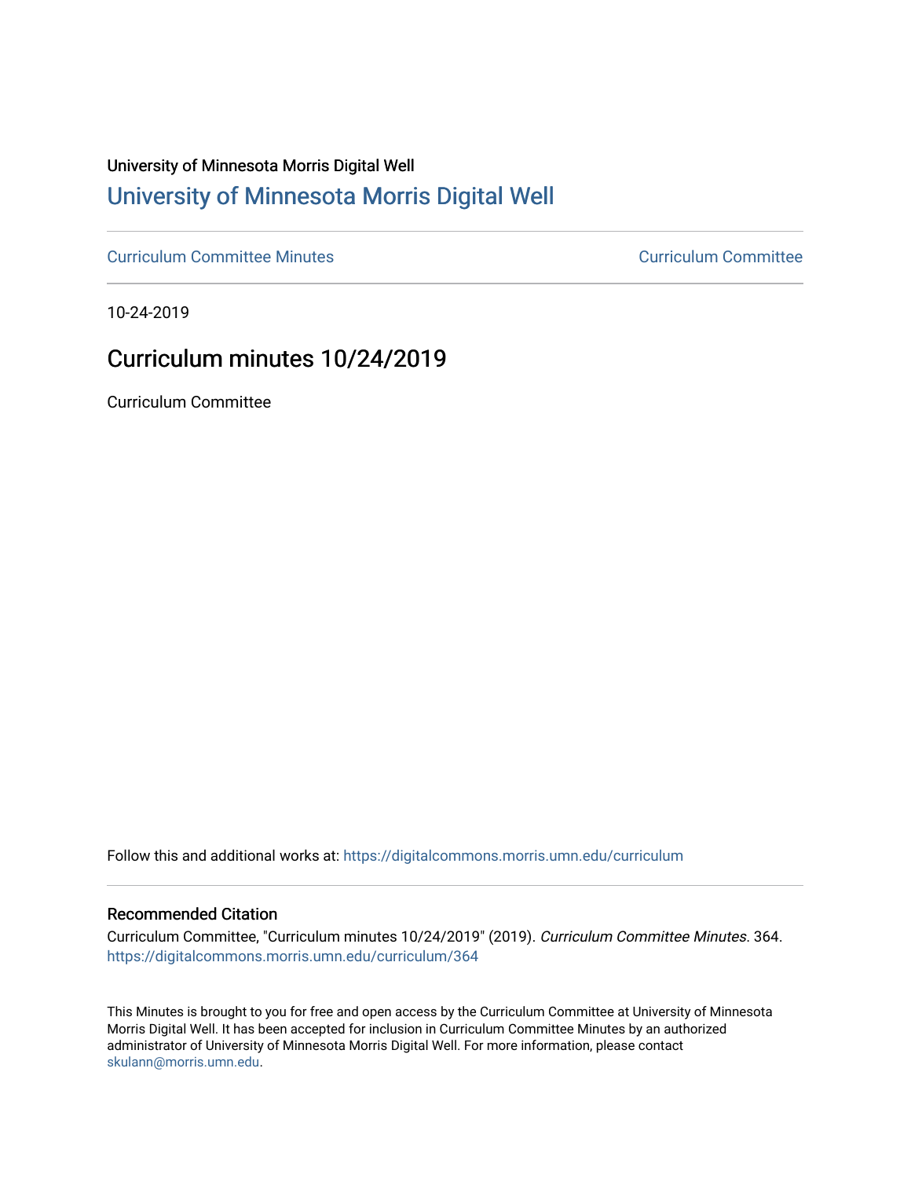University of Minnesota Morris Digital Well

# [University of Minnesota Morris Digital Well](https://digitalcommons.morris.umn.edu/)

[Curriculum Committee Minutes](https://digitalcommons.morris.umn.edu/curriculum) | [Curriculum Committee](https://digitalcommons.morris.umn.edu/curriculum_comm)

---

10-24-2019

## Curriculum minutes 10/24/2019

Curriculum Committee

Follow this and additional works at: https://digitalcommons.morris.umn.edu/curriculum

### Recommended Citation

Curriculum Committee, "Curriculum minutes 10/24/2019" (2019). *Curriculum Committee Minutes*. 364.
https://digitalcommons.morris.umn.edu/curriculum/364

This Minutes is brought to you for free and open access by the Curriculum Committee at University of Minnesota Morris Digital Well. It has been accepted for inclusion in Curriculum Committee Minutes by an authorized administrator of University of Minnesota Morris Digital Well. For more information, please contact skulann@morris.umn.edu.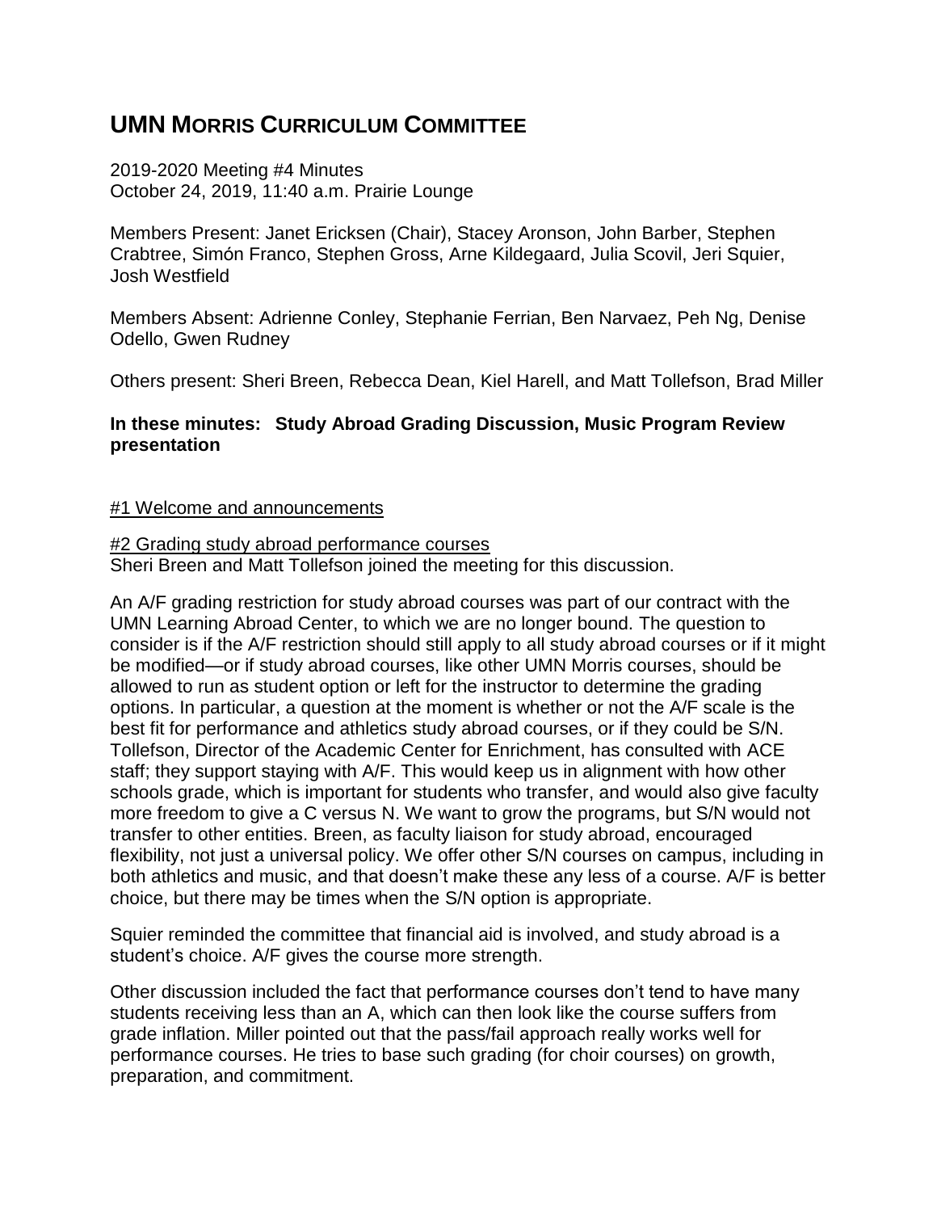# UMN Morris Curriculum Committee

2019-2020 Meeting #4 Minutes
October 24, 2019, 11:40 a.m. Prairie Lounge

Members Present: Janet Ericksen (Chair), Stacey Aronson, John Barber, Stephen Crabtree, Simón Franco, Stephen Gross, Arne Kildegaard, Julia Scovil, Jeri Squier, Josh Westfield

Members Absent: Adrienne Conley, Stephanie Ferrian, Ben Narvaez, Peh Ng, Denise Odello, Gwen Rudney

Others present: Sheri Breen, Rebecca Dean, Kiel Harell, and Matt Tollefson, Brad Miller

**In these minutes: Study Abroad Grading Discussion, Music Program Review presentation**

#1 Welcome and announcements

#2 Grading study abroad performance courses
Sheri Breen and Matt Tollefson joined the meeting for this discussion.

An A/F grading restriction for study abroad courses was part of our contract with the UMN Learning Abroad Center, to which we are no longer bound. The question to consider is if the A/F restriction should still apply to all study abroad courses or if it might be modified—or if study abroad courses, like other UMN Morris courses, should be allowed to run as student option or left for the instructor to determine the grading options. In particular, a question at the moment is whether or not the A/F scale is the best fit for performance and athletics study abroad courses, or if they could be S/N. Tollefson, Director of the Academic Center for Enrichment, has consulted with ACE staff; they support staying with A/F. This would keep us in alignment with how other schools grade, which is important for students who transfer, and would also give faculty more freedom to give a C versus N. We want to grow the programs, but S/N would not transfer to other entities. Breen, as faculty liaison for study abroad, encouraged flexibility, not just a universal policy. We offer other S/N courses on campus, including in both athletics and music, and that doesn't make these any less of a course. A/F is better choice, but there may be times when the S/N option is appropriate.

Squier reminded the committee that financial aid is involved, and study abroad is a student's choice. A/F gives the course more strength.

Other discussion included the fact that performance courses don't tend to have many students receiving less than an A, which can then look like the course suffers from grade inflation. Miller pointed out that the pass/fail approach really works well for performance courses. He tries to base such grading (for choir courses) on growth, preparation, and commitment.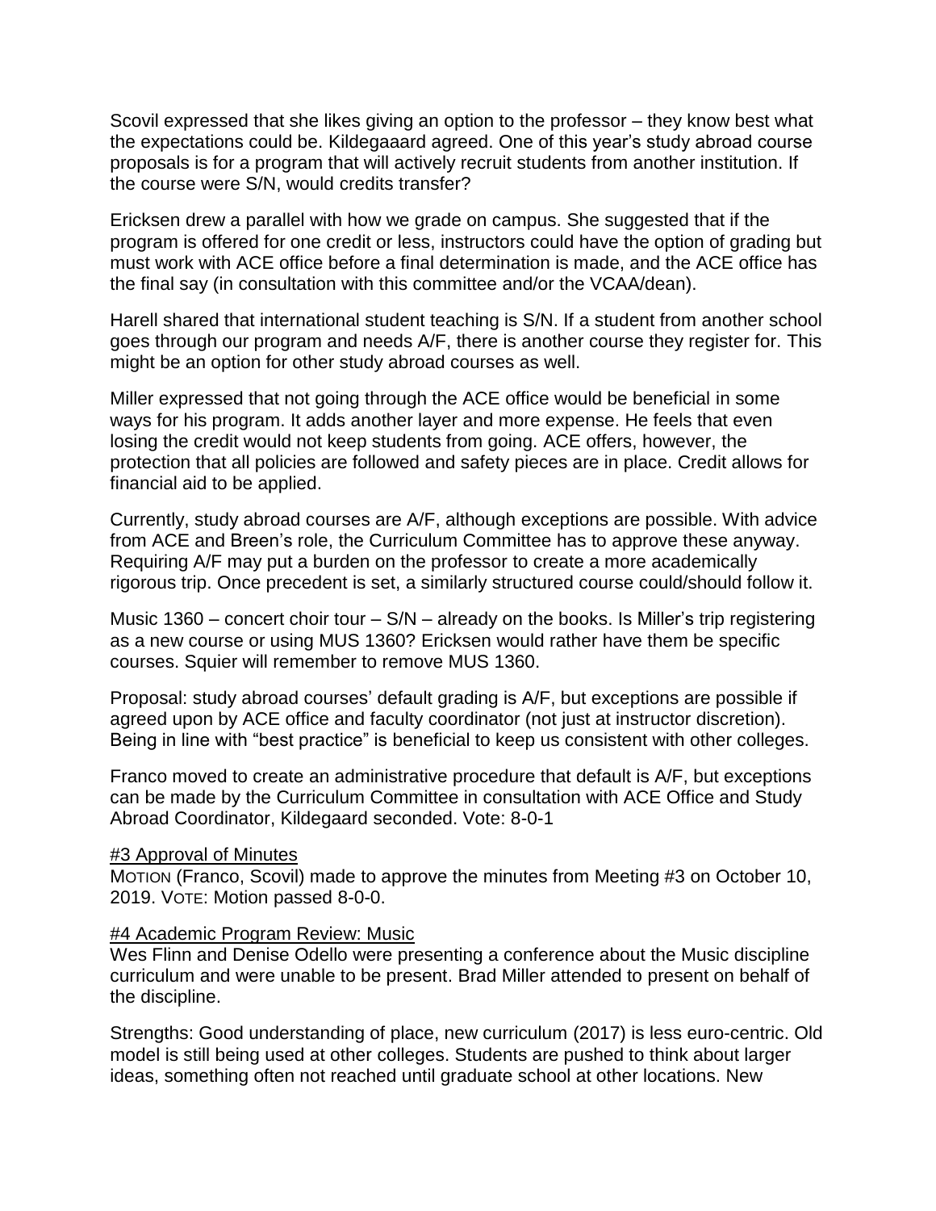Scovil expressed that she likes giving an option to the professor – they know best what the expectations could be. Kildegaaard agreed. One of this year's study abroad course proposals is for a program that will actively recruit students from another institution. If the course were S/N, would credits transfer?

Ericksen drew a parallel with how we grade on campus. She suggested that if the program is offered for one credit or less, instructors could have the option of grading but must work with ACE office before a final determination is made, and the ACE office has the final say (in consultation with this committee and/or the VCAA/dean).

Harell shared that international student teaching is S/N. If a student from another school goes through our program and needs A/F, there is another course they register for. This might be an option for other study abroad courses as well.

Miller expressed that not going through the ACE office would be beneficial in some ways for his program. It adds another layer and more expense. He feels that even losing the credit would not keep students from going. ACE offers, however, the protection that all policies are followed and safety pieces are in place. Credit allows for financial aid to be applied.

Currently, study abroad courses are A/F, although exceptions are possible. With advice from ACE and Breen's role, the Curriculum Committee has to approve these anyway. Requiring A/F may put a burden on the professor to create a more academically rigorous trip. Once precedent is set, a similarly structured course could/should follow it.

Music 1360 – concert choir tour – S/N – already on the books. Is Miller's trip registering as a new course or using MUS 1360? Ericksen would rather have them be specific courses. Squier will remember to remove MUS 1360.

Proposal: study abroad courses' default grading is A/F, but exceptions are possible if agreed upon by ACE office and faculty coordinator (not just at instructor discretion). Being in line with "best practice" is beneficial to keep us consistent with other colleges.

Franco moved to create an administrative procedure that default is A/F, but exceptions can be made by the Curriculum Committee in consultation with ACE Office and Study Abroad Coordinator, Kildegaard seconded. Vote: 8-0-1

#3 Approval of Minutes

MOTION (Franco, Scovil) made to approve the minutes from Meeting #3 on October 10, 2019. VOTE: Motion passed 8-0-0.

#4 Academic Program Review: Music

Wes Flinn and Denise Odello were presenting a conference about the Music discipline curriculum and were unable to be present. Brad Miller attended to present on behalf of the discipline.

Strengths: Good understanding of place, new curriculum (2017) is less euro-centric. Old model is still being used at other colleges. Students are pushed to think about larger ideas, something often not reached until graduate school at other locations. New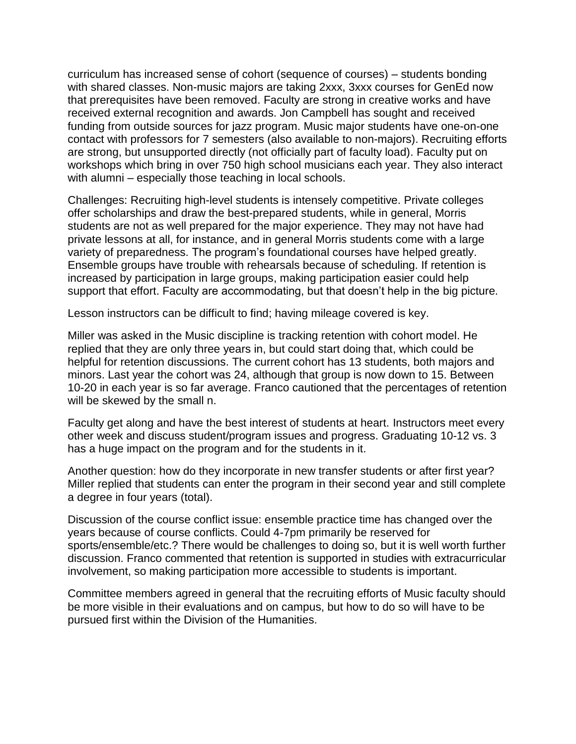curriculum has increased sense of cohort (sequence of courses) – students bonding with shared classes. Non-music majors are taking 2xxx, 3xxx courses for GenEd now that prerequisites have been removed. Faculty are strong in creative works and have received external recognition and awards. Jon Campbell has sought and received funding from outside sources for jazz program. Music major students have one-on-one contact with professors for 7 semesters (also available to non-majors). Recruiting efforts are strong, but unsupported directly (not officially part of faculty load). Faculty put on workshops which bring in over 750 high school musicians each year. They also interact with alumni – especially those teaching in local schools.

Challenges: Recruiting high-level students is intensely competitive. Private colleges offer scholarships and draw the best-prepared students, while in general, Morris students are not as well prepared for the major experience. They may not have had private lessons at all, for instance, and in general Morris students come with a large variety of preparedness. The program's foundational courses have helped greatly. Ensemble groups have trouble with rehearsals because of scheduling. If retention is increased by participation in large groups, making participation easier could help support that effort. Faculty are accommodating, but that doesn't help in the big picture.

Lesson instructors can be difficult to find; having mileage covered is key.

Miller was asked in the Music discipline is tracking retention with cohort model. He replied that they are only three years in, but could start doing that, which could be helpful for retention discussions. The current cohort has 13 students, both majors and minors. Last year the cohort was 24, although that group is now down to 15. Between 10-20 in each year is so far average. Franco cautioned that the percentages of retention will be skewed by the small n.

Faculty get along and have the best interest of students at heart. Instructors meet every other week and discuss student/program issues and progress. Graduating 10-12 vs. 3 has a huge impact on the program and for the students in it.

Another question: how do they incorporate in new transfer students or after first year? Miller replied that students can enter the program in their second year and still complete a degree in four years (total).

Discussion of the course conflict issue: ensemble practice time has changed over the years because of course conflicts. Could 4-7pm primarily be reserved for sports/ensemble/etc.? There would be challenges to doing so, but it is well worth further discussion. Franco commented that retention is supported in studies with extracurricular involvement, so making participation more accessible to students is important.

Committee members agreed in general that the recruiting efforts of Music faculty should be more visible in their evaluations and on campus, but how to do so will have to be pursued first within the Division of the Humanities.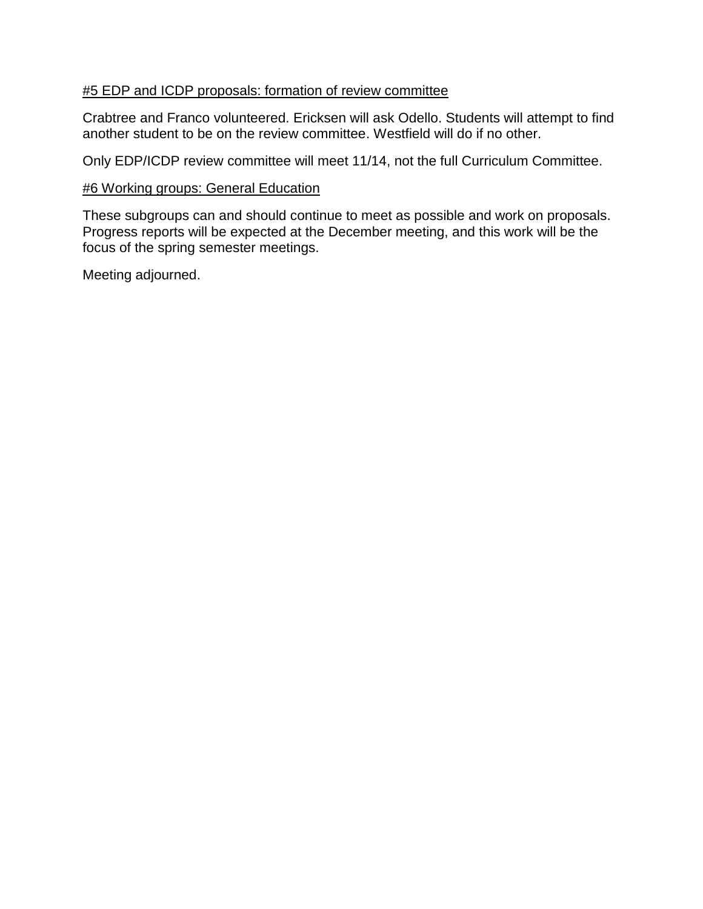#5 EDP and ICDP proposals: formation of review committee

Crabtree and Franco volunteered. Ericksen will ask Odello. Students will attempt to find another student to be on the review committee. Westfield will do if no other.

Only EDP/ICDP review committee will meet 11/14, not the full Curriculum Committee.

#6 Working groups: General Education

These subgroups can and should continue to meet as possible and work on proposals. Progress reports will be expected at the December meeting, and this work will be the focus of the spring semester meetings.

Meeting adjourned.